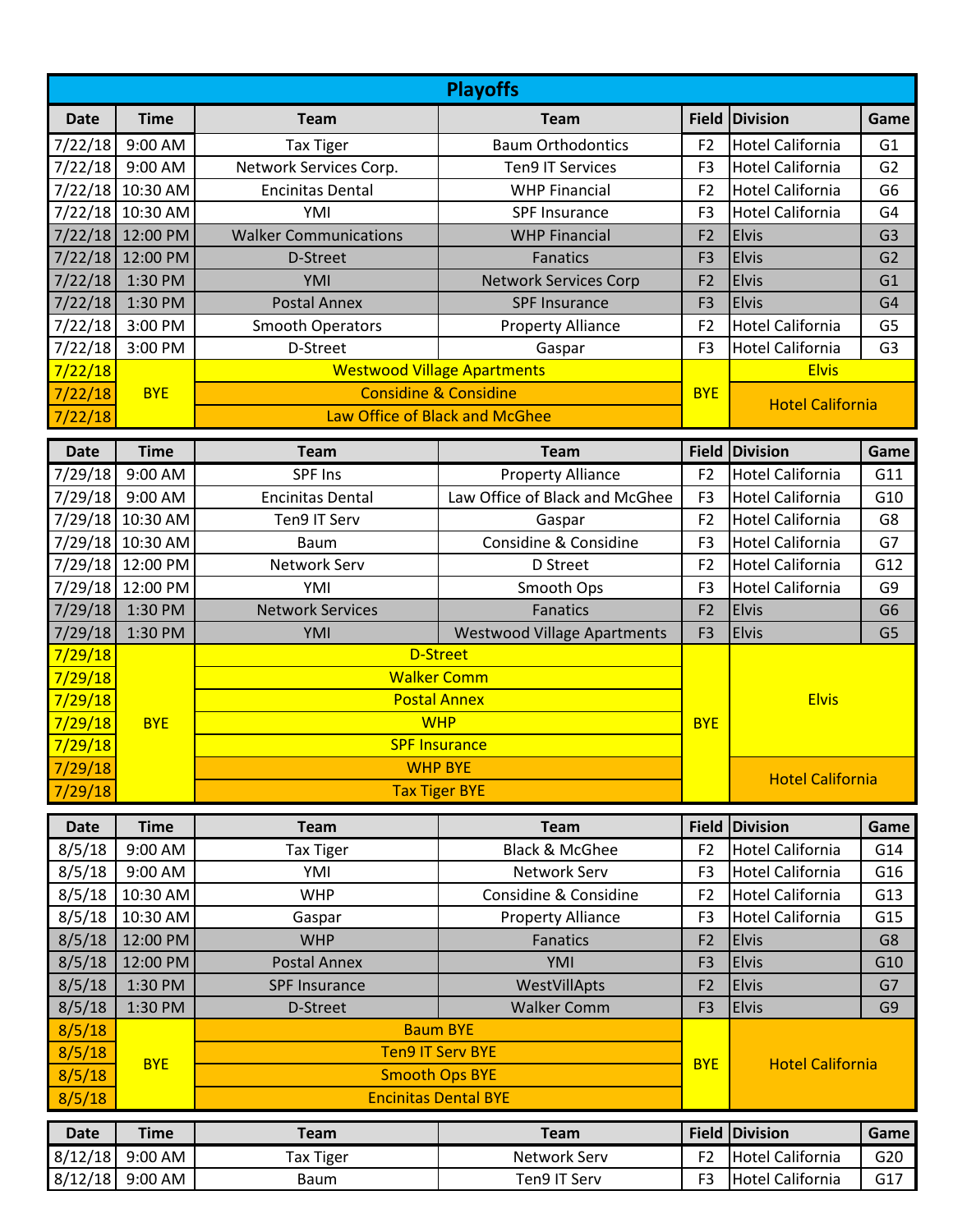## Playoffs

| Date | Time | Team | Team | Field | Division | Game |
|---|---|---|---|---|---|---|
| 7/22/18 | 9:00 AM | Tax Tiger | Baum Orthodontics | F2 | Hotel California | G1 |
| 7/22/18 | 9:00 AM | Network Services Corp. | Ten9 IT Services | F3 | Hotel California | G2 |
| 7/22/18 | 10:30 AM | Encinitas Dental | WHP Financial | F2 | Hotel California | G6 |
| 7/22/18 | 10:30 AM | YMI | SPF Insurance | F3 | Hotel California | G4 |
| 7/22/18 | 12:00 PM | Walker Communications | WHP Financial | F2 | Elvis | G3 |
| 7/22/18 | 12:00 PM | D-Street | Fanatics | F3 | Elvis | G2 |
| 7/22/18 | 1:30 PM | YMI | Network Services Corp | F2 | Elvis | G1 |
| 7/22/18 | 1:30 PM | Postal Annex | SPF Insurance | F3 | Elvis | G4 |
| 7/22/18 | 3:00 PM | Smooth Operators | Property Alliance | F2 | Hotel California | G5 |
| 7/22/18 | 3:00 PM | D-Street | Gaspar | F3 | Hotel California | G3 |
| 7/22/18 | BYE | Westwood Village Apartments | | BYE | Elvis | |
| 7/22/18 | BYE | Considine & Considine | | BYE | Hotel California | |
| 7/22/18 | BYE | Law Office of Black and McGhee | | BYE | Hotel California | |

| Date | Time | Team | Team | Field | Division | Game |
|---|---|---|---|---|---|---|
| 7/29/18 | 9:00 AM | SPF Ins | Property Alliance | F2 | Hotel California | G11 |
| 7/29/18 | 9:00 AM | Encinitas Dental | Law Office of Black and McGhee | F3 | Hotel California | G10 |
| 7/29/18 | 10:30 AM | Ten9 IT Serv | Gaspar | F2 | Hotel California | G8 |
| 7/29/18 | 10:30 AM | Baum | Considine & Considine | F3 | Hotel California | G7 |
| 7/29/18 | 12:00 PM | Network Serv | D Street | F2 | Hotel California | G12 |
| 7/29/18 | 12:00 PM | YMI | Smooth Ops | F3 | Hotel California | G9 |
| 7/29/18 | 1:30 PM | Network Services | Fanatics | F2 | Elvis | G6 |
| 7/29/18 | 1:30 PM | YMI | Westwood Village Apartments | F3 | Elvis | G5 |
| 7/29/18 | BYE | D-Street | | BYE | Elvis | |
| 7/29/18 | BYE | Walker Comm | | BYE | Elvis | |
| 7/29/18 | BYE | Postal Annex | | BYE | Elvis | |
| 7/29/18 | BYE | WHP | | BYE | Elvis | |
| 7/29/18 | BYE | SPF Insurance | | BYE | Elvis | |
| 7/29/18 | BYE | WHP BYE | | BYE | Hotel California | |
| 7/29/18 | BYE | Tax Tiger BYE | | BYE | Hotel California | |

| Date | Time | Team | Team | Field | Division | Game |
|---|---|---|---|---|---|---|
| 8/5/18 | 9:00 AM | Tax Tiger | Black & McGhee | F2 | Hotel California | G14 |
| 8/5/18 | 9:00 AM | YMI | Network Serv | F3 | Hotel California | G16 |
| 8/5/18 | 10:30 AM | WHP | Considine & Considine | F2 | Hotel California | G13 |
| 8/5/18 | 10:30 AM | Gaspar | Property Alliance | F3 | Hotel California | G15 |
| 8/5/18 | 12:00 PM | WHP | Fanatics | F2 | Elvis | G8 |
| 8/5/18 | 12:00 PM | Postal Annex | YMI | F3 | Elvis | G10 |
| 8/5/18 | 1:30 PM | SPF Insurance | WestVillApts | F2 | Elvis | G7 |
| 8/5/18 | 1:30 PM | D-Street | Walker Comm | F3 | Elvis | G9 |
| 8/5/18 | BYE | Baum BYE | | BYE | Hotel California | |
| 8/5/18 | BYE | Ten9 IT Serv BYE | | BYE | Hotel California | |
| 8/5/18 | BYE | Smooth Ops BYE | | BYE | Hotel California | |
| 8/5/18 | BYE | Encinitas Dental BYE | | BYE | Hotel California | |

| Date | Time | Team | Team | Field | Division | Game |
|---|---|---|---|---|---|---|
| 8/12/18 | 9:00 AM | Tax Tiger | Network Serv | F2 | Hotel California | G20 |
| 8/12/18 | 9:00 AM | Baum | Ten9 IT Serv | F3 | Hotel California | G17 |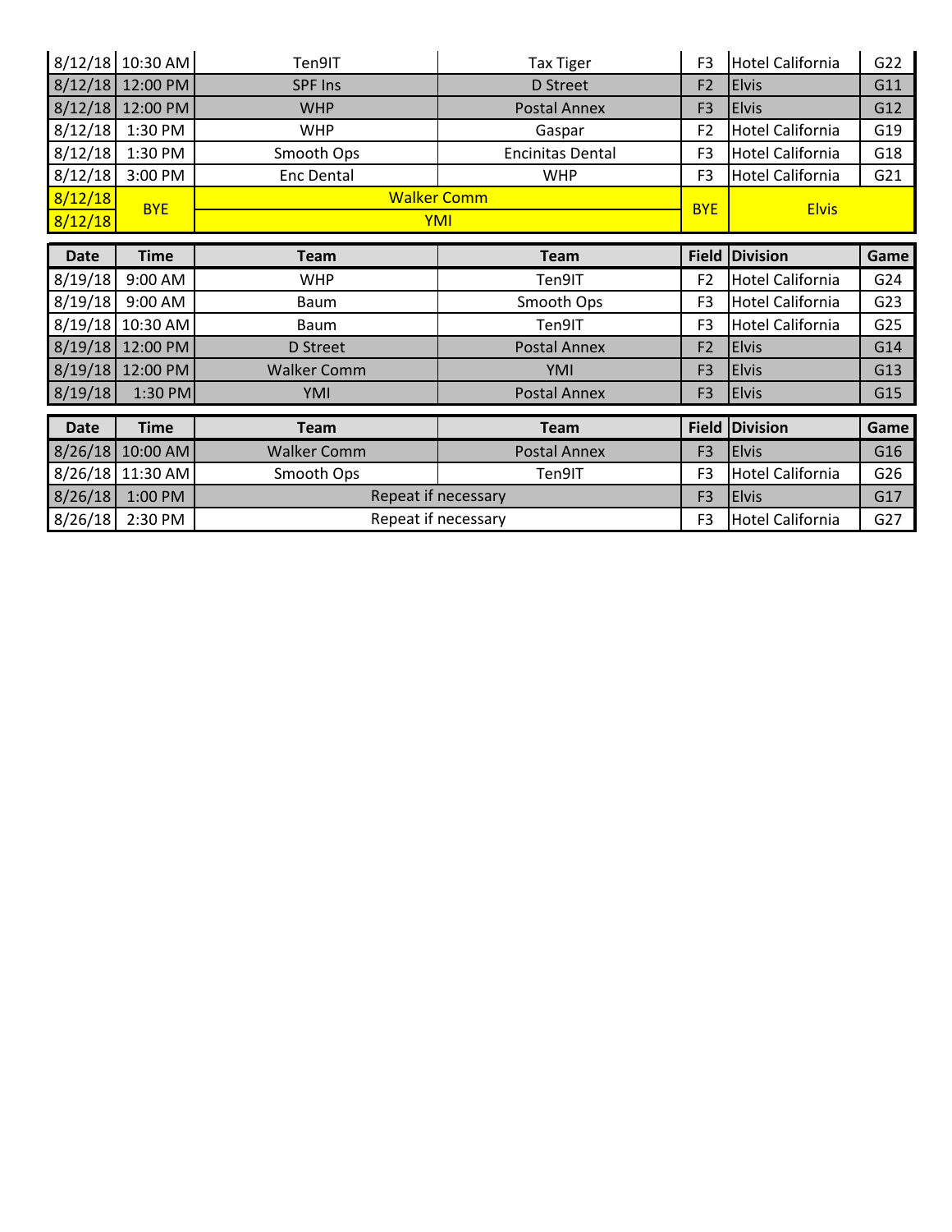| | | | | | | |
|---|---|---|---|---|---|---|
| 8/12/18 | 10:30 AM | Ten9IT | Tax Tiger | F3 | Hotel California | G22 |
| 8/12/18 | 12:00 PM | SPF Ins | D Street | F2 | Elvis | G11 |
| 8/12/18 | 12:00 PM | WHP | Postal Annex | F3 | Elvis | G12 |
| 8/12/18 | 1:30 PM | WHP | Gaspar | F2 | Hotel California | G19 |
| 8/12/18 | 1:30 PM | Smooth Ops | Encinitas Dental | F3 | Hotel California | G18 |
| 8/12/18 | 3:00 PM | Enc Dental | WHP | F3 | Hotel California | G21 |
| 8/12/18 | BYE | Walker Comm | | BYE | Elvis | |
| 8/12/18 | | YMI | | | | |

| Date | Time | Team | Team | Field | Division | Game |
|---|---|---|---|---|---|---|
| 8/19/18 | 9:00 AM | WHP | Ten9IT | F2 | Hotel California | G24 |
| 8/19/18 | 9:00 AM | Baum | Smooth Ops | F3 | Hotel California | G23 |
| 8/19/18 | 10:30 AM | Baum | Ten9IT | F3 | Hotel California | G25 |
| 8/19/18 | 12:00 PM | D Street | Postal Annex | F2 | Elvis | G14 |
| 8/19/18 | 12:00 PM | Walker Comm | YMI | F3 | Elvis | G13 |
| 8/19/18 | 1:30 PM | YMI | Postal Annex | F3 | Elvis | G15 |

| Date | Time | Team | Team | Field | Division | Game |
|---|---|---|---|---|---|---|
| 8/26/18 | 10:00 AM | Walker Comm | Postal Annex | F3 | Elvis | G16 |
| 8/26/18 | 11:30 AM | Smooth Ops | Ten9IT | F3 | Hotel California | G26 |
| 8/26/18 | 1:00 PM | Repeat if necessary | | F3 | Elvis | G17 |
| 8/26/18 | 2:30 PM | Repeat if necessary | | F3 | Hotel California | G27 |